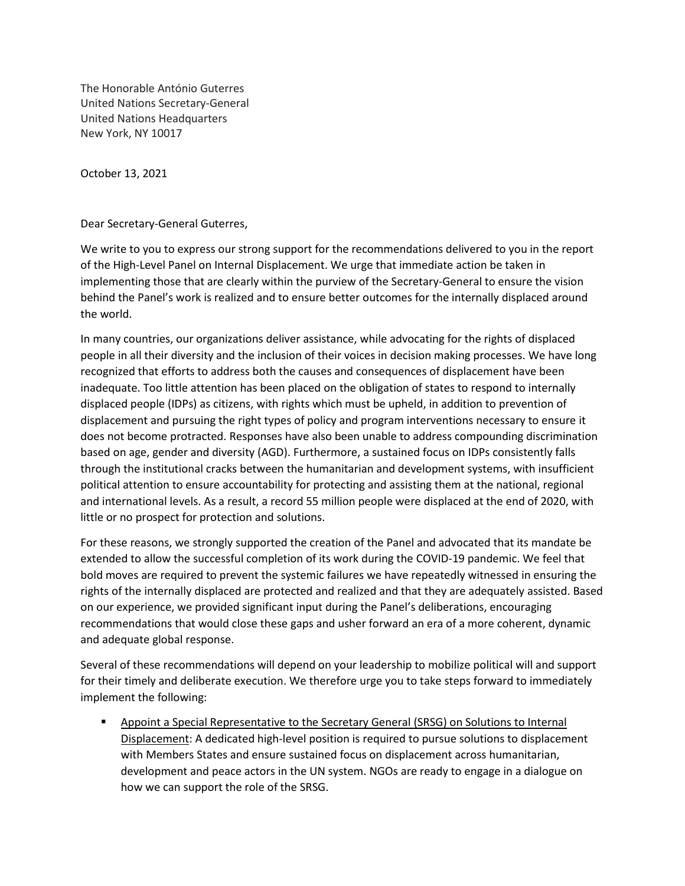The Honorable António Guterres
United Nations Secretary-General
United Nations Headquarters
New York, NY 10017

October 13, 2021

Dear Secretary-General Guterres,

We write to you to express our strong support for the recommendations delivered to you in the report of the High-Level Panel on Internal Displacement. We urge that immediate action be taken in implementing those that are clearly within the purview of the Secretary-General to ensure the vision behind the Panel's work is realized and to ensure better outcomes for the internally displaced around the world.

In many countries, our organizations deliver assistance, while advocating for the rights of displaced people in all their diversity and the inclusion of their voices in decision making processes. We have long recognized that efforts to address both the causes and consequences of displacement have been inadequate. Too little attention has been placed on the obligation of states to respond to internally displaced people (IDPs) as citizens, with rights which must be upheld, in addition to prevention of displacement and pursuing the right types of policy and program interventions necessary to ensure it does not become protracted. Responses have also been unable to address compounding discrimination based on age, gender and diversity (AGD). Furthermore, a sustained focus on IDPs consistently falls through the institutional cracks between the humanitarian and development systems, with insufficient political attention to ensure accountability for protecting and assisting them at the national, regional and international levels. As a result, a record 55 million people were displaced at the end of 2020, with little or no prospect for protection and solutions.

For these reasons, we strongly supported the creation of the Panel and advocated that its mandate be extended to allow the successful completion of its work during the COVID-19 pandemic. We feel that bold moves are required to prevent the systemic failures we have repeatedly witnessed in ensuring the rights of the internally displaced are protected and realized and that they are adequately assisted. Based on our experience, we provided significant input during the Panel's deliberations, encouraging recommendations that would close these gaps and usher forward an era of a more coherent, dynamic and adequate global response.

Several of these recommendations will depend on your leadership to mobilize political will and support for their timely and deliberate execution. We therefore urge you to take steps forward to immediately implement the following:

- <u>Appoint a Special Representative to the Secretary General (SRSG) on Solutions to Internal Displacement</u>: A dedicated high-level position is required to pursue solutions to displacement with Members States and ensure sustained focus on displacement across humanitarian, development and peace actors in the UN system. NGOs are ready to engage in a dialogue on how we can support the role of the SRSG.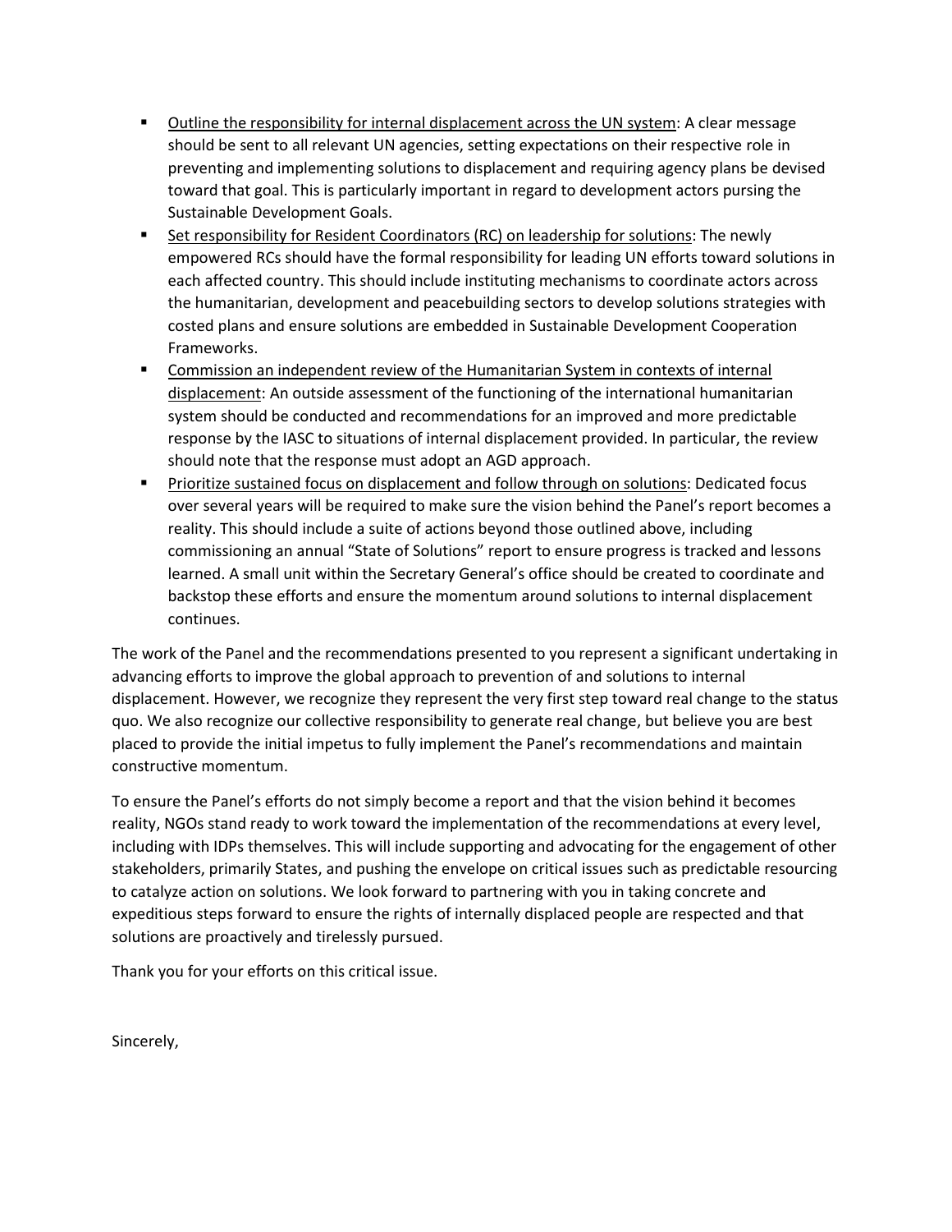- Outline the responsibility for internal displacement across the UN system: A clear message should be sent to all relevant UN agencies, setting expectations on their respective role in preventing and implementing solutions to displacement and requiring agency plans be devised toward that goal. This is particularly important in regard to development actors pursing the Sustainable Development Goals.
- Set responsibility for Resident Coordinators (RC) on leadership for solutions: The newly empowered RCs should have the formal responsibility for leading UN efforts toward solutions in each affected country. This should include instituting mechanisms to coordinate actors across the humanitarian, development and peacebuilding sectors to develop solutions strategies with costed plans and ensure solutions are embedded in Sustainable Development Cooperation Frameworks.
- Commission an independent review of the Humanitarian System in contexts of internal displacement: An outside assessment of the functioning of the international humanitarian system should be conducted and recommendations for an improved and more predictable response by the IASC to situations of internal displacement provided. In particular, the review should note that the response must adopt an AGD approach.
- Prioritize sustained focus on displacement and follow through on solutions: Dedicated focus over several years will be required to make sure the vision behind the Panel's report becomes a reality. This should include a suite of actions beyond those outlined above, including commissioning an annual "State of Solutions" report to ensure progress is tracked and lessons learned. A small unit within the Secretary General's office should be created to coordinate and backstop these efforts and ensure the momentum around solutions to internal displacement continues.

The work of the Panel and the recommendations presented to you represent a significant undertaking in advancing efforts to improve the global approach to prevention of and solutions to internal displacement. However, we recognize they represent the very first step toward real change to the status quo. We also recognize our collective responsibility to generate real change, but believe you are best placed to provide the initial impetus to fully implement the Panel's recommendations and maintain constructive momentum.

To ensure the Panel's efforts do not simply become a report and that the vision behind it becomes reality, NGOs stand ready to work toward the implementation of the recommendations at every level, including with IDPs themselves. This will include supporting and advocating for the engagement of other stakeholders, primarily States, and pushing the envelope on critical issues such as predictable resourcing to catalyze action on solutions. We look forward to partnering with you in taking concrete and expeditious steps forward to ensure the rights of internally displaced people are respected and that solutions are proactively and tirelessly pursued.

Thank you for your efforts on this critical issue.

Sincerely,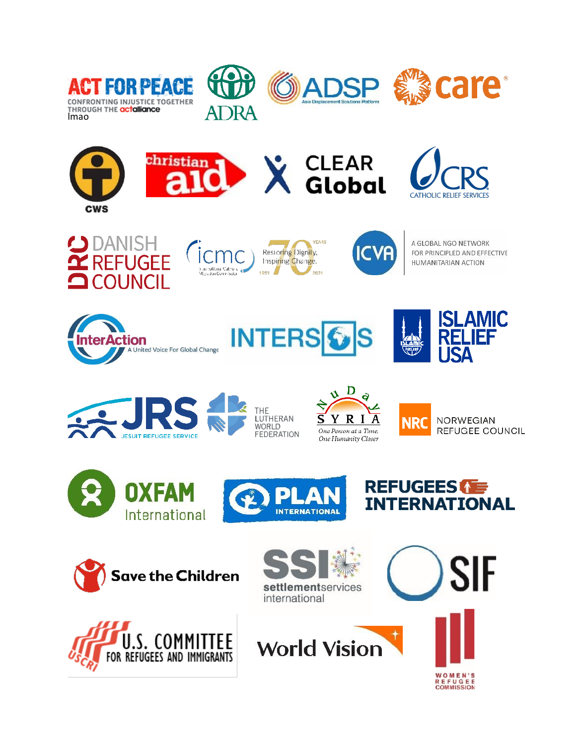ACT FOR PEACE
CONFRONTING INJUSTICE TOGETHER THROUGH THE actalliance
lmao

ADRA

ADSP
Asia Displacement Solutions Platform

care

CWS

christian aid

CLEAR Global

CRS
CATHOLIC RELIEF SERVICES

DRC DANISH REFUGEE COUNCIL

icmc
International Catholic Migration Commission
70 YEARS
Restoring Dignity, Inspiring Change.
1951 2021

ICVA
A GLOBAL NGO NETWORK FOR PRINCIPLED AND EFFECTIVE HUMANITARIAN ACTION

InterAction
A United Voice For Global Change

INTERSOS

ISLAMIC RELIEF USA

JRS
JESUIT REFUGEE SERVICE

THE LUTHERAN WORLD FEDERATION

Nu Day SYRIA
One Person at a Time, One Humanity Closer

NRC NORWEGIAN REFUGEE COUNCIL

OXFAM International

PLAN INTERNATIONAL

REFUGEES INTERNATIONAL

Save the Children

SSI
settlementservices international

SIF

USCRI
U.S. COMMITTEE FOR REFUGEES AND IMMIGRANTS

World Vision

WOMEN'S REFUGEE COMMISSION